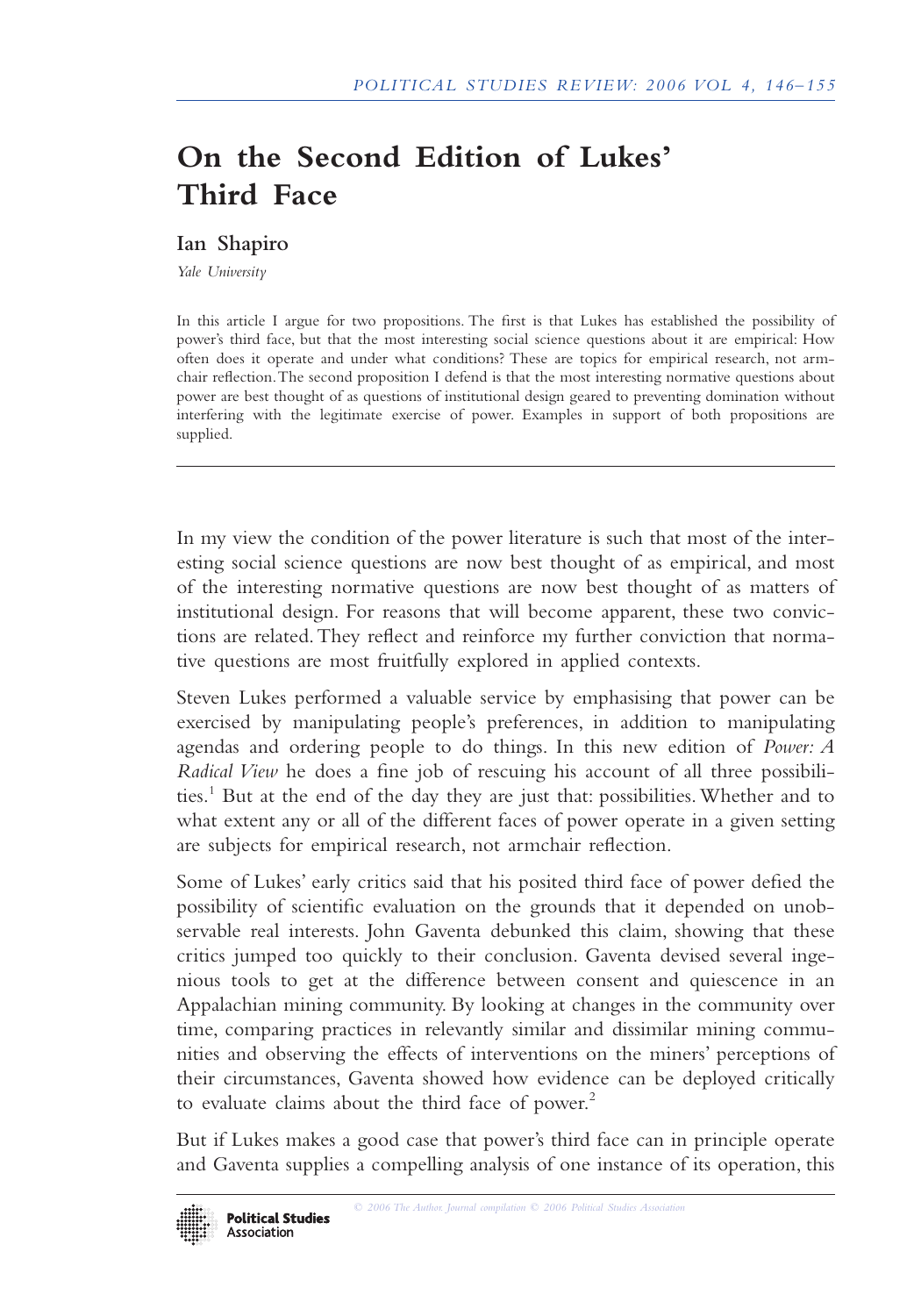# On the Second Edition of Lukes' Third Face

**Ian Shapiro**

*Yale University*

In this article I argue for two propositions. The first is that Lukes has established the possibility of power's third face, but that the most interesting social science questions about it are empirical: How often does it operate and under what conditions? These are topics for empirical research, not armchair reflection. The second proposition I defend is that the most interesting normative questions about power are best thought of as questions of institutional design geared to preventing domination without interfering with the legitimate exercise of power. Examples in support of both propositions are supplied.

---

In my view the condition of the power literature is such that most of the interesting social science questions are now best thought of as empirical, and most of the interesting normative questions are now best thought of as matters of institutional design. For reasons that will become apparent, these two convictions are related. They reflect and reinforce my further conviction that normative questions are most fruitfully explored in applied contexts.

Steven Lukes performed a valuable service by emphasising that power can be exercised by manipulating people's preferences, in addition to manipulating agendas and ordering people to do things. In this new edition of *Power: A Radical View* he does a fine job of rescuing his account of all three possibilities.[1] But at the end of the day they are just that: possibilities. Whether and to what extent any or all of the different faces of power operate in a given setting are subjects for empirical research, not armchair reflection.

Some of Lukes' early critics said that his posited third face of power defied the possibility of scientific evaluation on the grounds that it depended on unobservable real interests. John Gaventa debunked this claim, showing that these critics jumped too quickly to their conclusion. Gaventa devised several ingenious tools to get at the difference between consent and quiescence in an Appalachian mining community. By looking at changes in the community over time, comparing practices in relevantly similar and dissimilar mining communities and observing the effects of interventions on the miners' perceptions of their circumstances, Gaventa showed how evidence can be deployed critically to evaluate claims about the third face of power.[2]

But if Lukes makes a good case that power's third face can in principle operate and Gaventa supplies a compelling analysis of one instance of its operation, this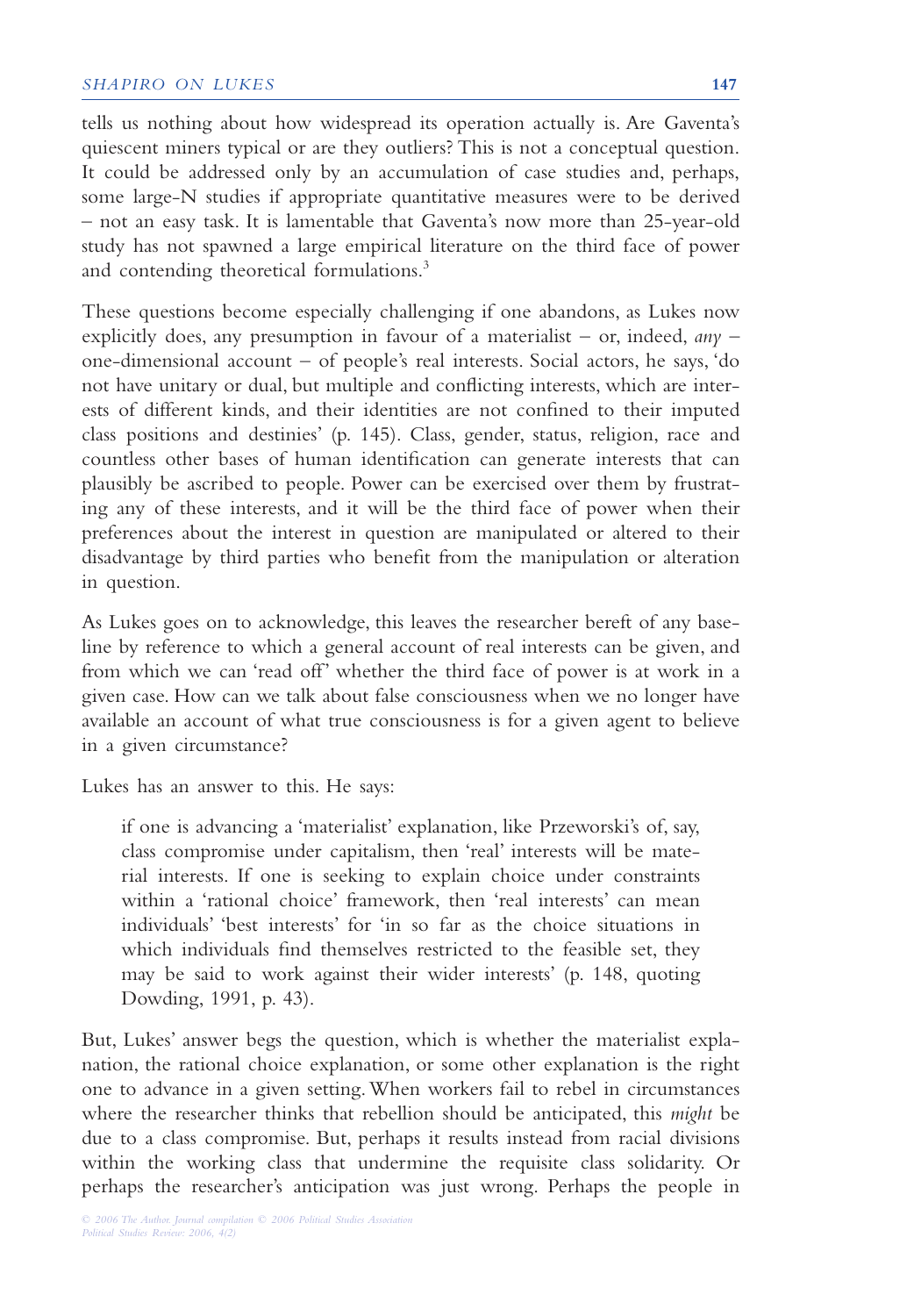tells us nothing about how widespread its operation actually is. Are Gaventa's quiescent miners typical or are they outliers? This is not a conceptual question. It could be addressed only by an accumulation of case studies and, perhaps, some large-N studies if appropriate quantitative measures were to be derived – not an easy task. It is lamentable that Gaventa's now more than 25-year-old study has not spawned a large empirical literature on the third face of power and contending theoretical formulations.[3]

These questions become especially challenging if one abandons, as Lukes now explicitly does, any presumption in favour of a materialist – or, indeed, *any* – one-dimensional account – of people's real interests. Social actors, he says, 'do not have unitary or dual, but multiple and conflicting interests, which are interests of different kinds, and their identities are not confined to their imputed class positions and destinies' (p. 145). Class, gender, status, religion, race and countless other bases of human identification can generate interests that can plausibly be ascribed to people. Power can be exercised over them by frustrating any of these interests, and it will be the third face of power when their preferences about the interest in question are manipulated or altered to their disadvantage by third parties who benefit from the manipulation or alteration in question.

As Lukes goes on to acknowledge, this leaves the researcher bereft of any baseline by reference to which a general account of real interests can be given, and from which we can 'read off' whether the third face of power is at work in a given case. How can we talk about false consciousness when we no longer have available an account of what true consciousness is for a given agent to believe in a given circumstance?

Lukes has an answer to this. He says:

> if one is advancing a 'materialist' explanation, like Przeworski's of, say, class compromise under capitalism, then 'real' interests will be material interests. If one is seeking to explain choice under constraints within a 'rational choice' framework, then 'real interests' can mean individuals' 'best interests' for 'in so far as the choice situations in which individuals find themselves restricted to the feasible set, they may be said to work against their wider interests' (p. 148, quoting Dowding, 1991, p. 43).

But, Lukes' answer begs the question, which is whether the materialist explanation, the rational choice explanation, or some other explanation is the right one to advance in a given setting. When workers fail to rebel in circumstances where the researcher thinks that rebellion should be anticipated, this *might* be due to a class compromise. But, perhaps it results instead from racial divisions within the working class that undermine the requisite class solidarity. Or perhaps the researcher's anticipation was just wrong. Perhaps the people in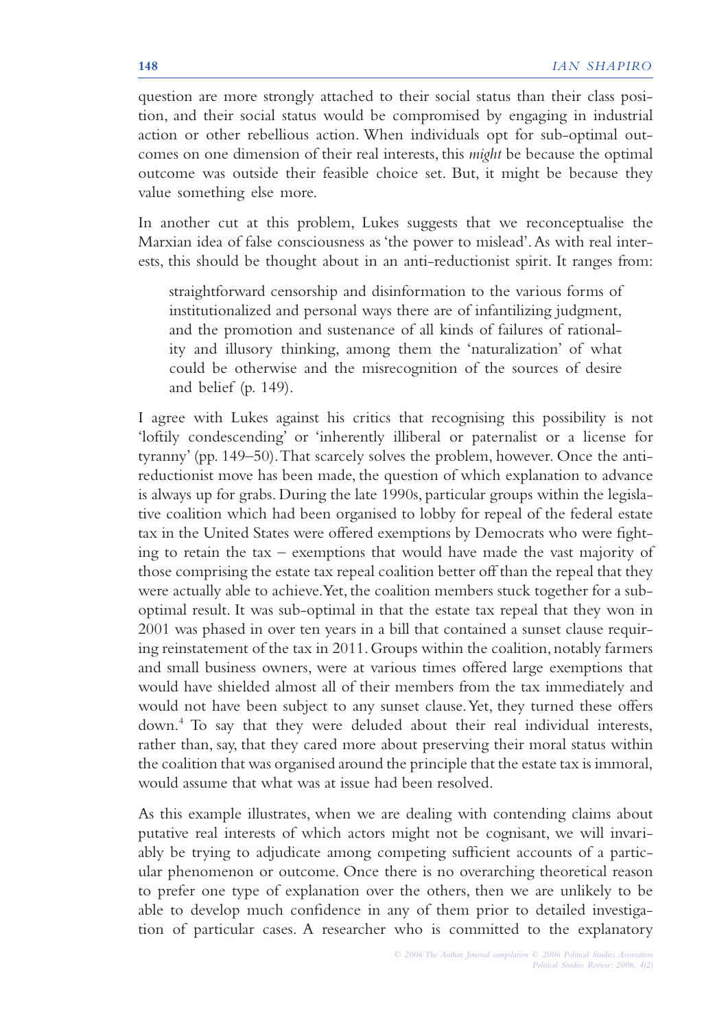question are more strongly attached to their social status than their class position, and their social status would be compromised by engaging in industrial action or other rebellious action. When individuals opt for sub-optimal outcomes on one dimension of their real interests, this *might* be because the optimal outcome was outside their feasible choice set. But, it might be because they value something else more.

In another cut at this problem, Lukes suggests that we reconceptualise the Marxian idea of false consciousness as 'the power to mislead'. As with real interests, this should be thought about in an anti-reductionist spirit. It ranges from:

> straightforward censorship and disinformation to the various forms of institutionalized and personal ways there are of infantilizing judgment, and the promotion and sustenance of all kinds of failures of rationality and illusory thinking, among them the 'naturalization' of what could be otherwise and the misrecognition of the sources of desire and belief (p. 149).

I agree with Lukes against his critics that recognising this possibility is not 'loftily condescending' or 'inherently illiberal or paternalist or a license for tyranny' (pp. 149–50). That scarcely solves the problem, however. Once the anti-reductionist move has been made, the question of which explanation to advance is always up for grabs. During the late 1990s, particular groups within the legislative coalition which had been organised to lobby for repeal of the federal estate tax in the United States were offered exemptions by Democrats who were fighting to retain the tax – exemptions that would have made the vast majority of those comprising the estate tax repeal coalition better off than the repeal that they were actually able to achieve. Yet, the coalition members stuck together for a sub-optimal result. It was sub-optimal in that the estate tax repeal that they won in 2001 was phased in over ten years in a bill that contained a sunset clause requiring reinstatement of the tax in 2011. Groups within the coalition, notably farmers and small business owners, were at various times offered large exemptions that would have shielded almost all of their members from the tax immediately and would not have been subject to any sunset clause. Yet, they turned these offers down.[4] To say that they were deluded about their real individual interests, rather than, say, that they cared more about preserving their moral status within the coalition that was organised around the principle that the estate tax is immoral, would assume that what was at issue had been resolved.

As this example illustrates, when we are dealing with contending claims about putative real interests of which actors might not be cognisant, we will invariably be trying to adjudicate among competing sufficient accounts of a particular phenomenon or outcome. Once there is no overarching theoretical reason to prefer one type of explanation over the others, then we are unlikely to be able to develop much confidence in any of them prior to detailed investigation of particular cases. A researcher who is committed to the explanatory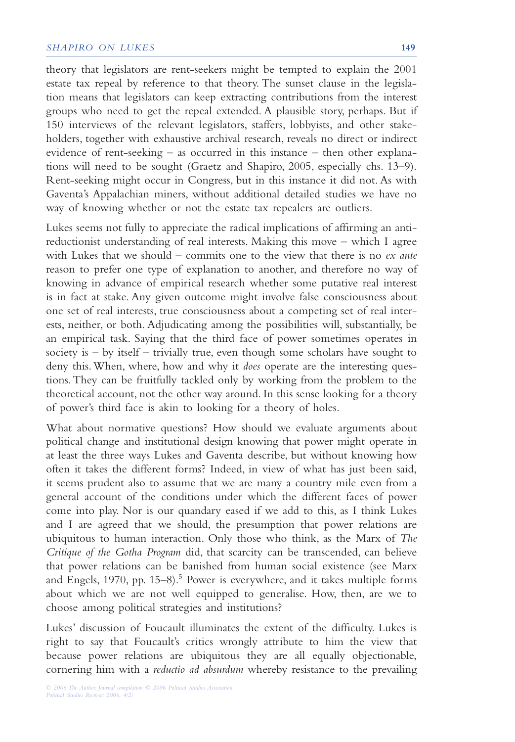theory that legislators are rent-seekers might be tempted to explain the 2001 estate tax repeal by reference to that theory. The sunset clause in the legislation means that legislators can keep extracting contributions from the interest groups who need to get the repeal extended. A plausible story, perhaps. But if 150 interviews of the relevant legislators, staffers, lobbyists, and other stakeholders, together with exhaustive archival research, reveals no direct or indirect evidence of rent-seeking – as occurred in this instance – then other explanations will need to be sought (Graetz and Shapiro, 2005, especially chs. 13–9). Rent-seeking might occur in Congress, but in this instance it did not. As with Gaventa's Appalachian miners, without additional detailed studies we have no way of knowing whether or not the estate tax repealers are outliers.

Lukes seems not fully to appreciate the radical implications of affirming an anti-reductionist understanding of real interests. Making this move – which I agree with Lukes that we should – commits one to the view that there is no *ex ante* reason to prefer one type of explanation to another, and therefore no way of knowing in advance of empirical research whether some putative real interest is in fact at stake. Any given outcome might involve false consciousness about one set of real interests, true consciousness about a competing set of real interests, neither, or both. Adjudicating among the possibilities will, substantially, be an empirical task. Saying that the third face of power sometimes operates in society is – by itself – trivially true, even though some scholars have sought to deny this. When, where, how and why it *does* operate are the interesting questions. They can be fruitfully tackled only by working from the problem to the theoretical account, not the other way around. In this sense looking for a theory of power's third face is akin to looking for a theory of holes.

What about normative questions? How should we evaluate arguments about political change and institutional design knowing that power might operate in at least the three ways Lukes and Gaventa describe, but without knowing how often it takes the different forms? Indeed, in view of what has just been said, it seems prudent also to assume that we are many a country mile even from a general account of the conditions under which the different faces of power come into play. Nor is our quandary eased if we add to this, as I think Lukes and I are agreed that we should, the presumption that power relations are ubiquitous to human interaction. Only those who think, as the Marx of *The Critique of the Gotha Program* did, that scarcity can be transcended, can believe that power relations can be banished from human social existence (see Marx and Engels, 1970, pp. 15–8).[5] Power is everywhere, and it takes multiple forms about which we are not well equipped to generalise. How, then, are we to choose among political strategies and institutions?

Lukes' discussion of Foucault illuminates the extent of the difficulty. Lukes is right to say that Foucault's critics wrongly attribute to him the view that because power relations are ubiquitous they are all equally objectionable, cornering him with a *reductio ad absurdum* whereby resistance to the prevailing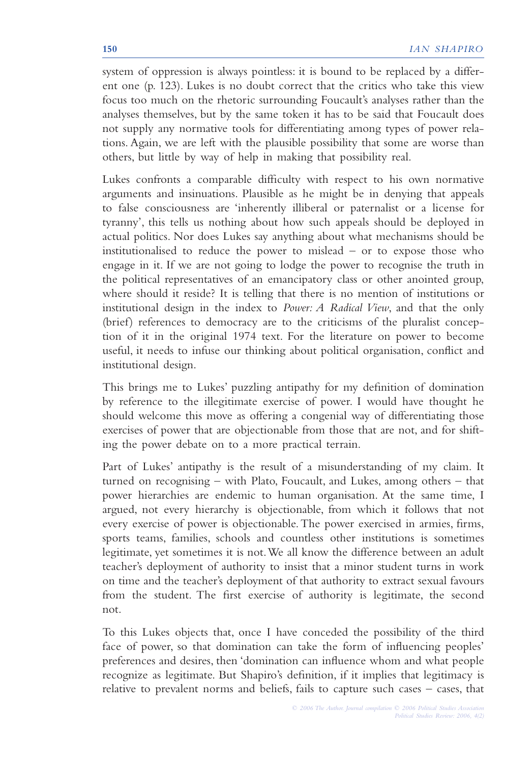system of oppression is always pointless: it is bound to be replaced by a different one (p. 123). Lukes is no doubt correct that the critics who take this view focus too much on the rhetoric surrounding Foucault's analyses rather than the analyses themselves, but by the same token it has to be said that Foucault does not supply any normative tools for differentiating among types of power relations. Again, we are left with the plausible possibility that some are worse than others, but little by way of help in making that possibility real.

Lukes confronts a comparable difficulty with respect to his own normative arguments and insinuations. Plausible as he might be in denying that appeals to false consciousness are 'inherently illiberal or paternalist or a license for tyranny', this tells us nothing about how such appeals should be deployed in actual politics. Nor does Lukes say anything about what mechanisms should be institutionalised to reduce the power to mislead – or to expose those who engage in it. If we are not going to lodge the power to recognise the truth in the political representatives of an emancipatory class or other anointed group, where should it reside? It is telling that there is no mention of institutions or institutional design in the index to *Power: A Radical View*, and that the only (brief) references to democracy are to the criticisms of the pluralist conception of it in the original 1974 text. For the literature on power to become useful, it needs to infuse our thinking about political organisation, conflict and institutional design.

This brings me to Lukes' puzzling antipathy for my definition of domination by reference to the illegitimate exercise of power. I would have thought he should welcome this move as offering a congenial way of differentiating those exercises of power that are objectionable from those that are not, and for shifting the power debate on to a more practical terrain.

Part of Lukes' antipathy is the result of a misunderstanding of my claim. It turned on recognising – with Plato, Foucault, and Lukes, among others – that power hierarchies are endemic to human organisation. At the same time, I argued, not every hierarchy is objectionable, from which it follows that not every exercise of power is objectionable. The power exercised in armies, firms, sports teams, families, schools and countless other institutions is sometimes legitimate, yet sometimes it is not. We all know the difference between an adult teacher's deployment of authority to insist that a minor student turns in work on time and the teacher's deployment of that authority to extract sexual favours from the student. The first exercise of authority is legitimate, the second not.

To this Lukes objects that, once I have conceded the possibility of the third face of power, so that domination can take the form of influencing peoples' preferences and desires, then 'domination can influence whom and what people recognize as legitimate. But Shapiro's definition, if it implies that legitimacy is relative to prevalent norms and beliefs, fails to capture such cases – cases, that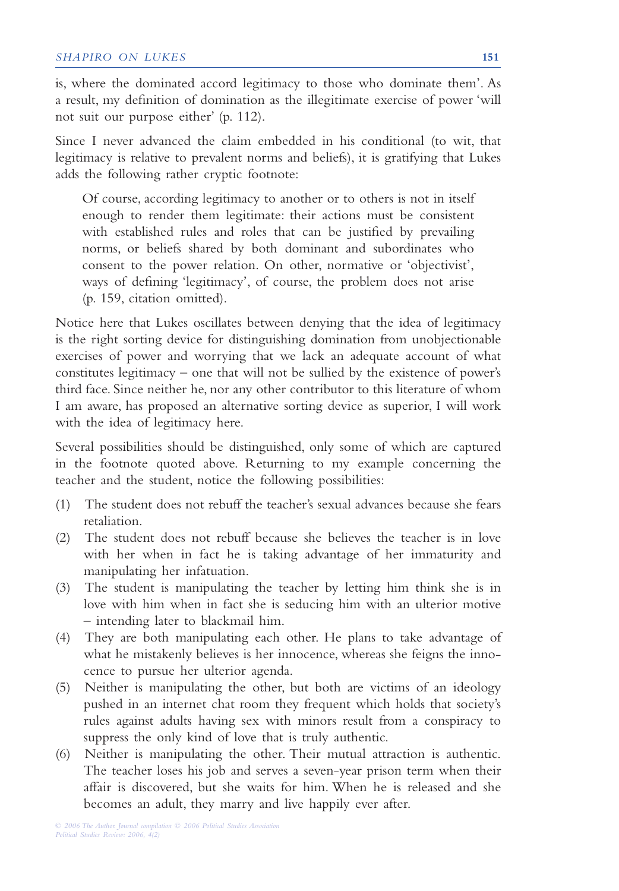is, where the dominated accord legitimacy to those who dominate them'. As a result, my definition of domination as the illegitimate exercise of power 'will not suit our purpose either' (p. 112).

Since I never advanced the claim embedded in his conditional (to wit, that legitimacy is relative to prevalent norms and beliefs), it is gratifying that Lukes adds the following rather cryptic footnote:

> Of course, according legitimacy to another or to others is not in itself enough to render them legitimate: their actions must be consistent with established rules and roles that can be justified by prevailing norms, or beliefs shared by both dominant and subordinates who consent to the power relation. On other, normative or 'objectivist', ways of defining 'legitimacy', of course, the problem does not arise (p. 159, citation omitted).

Notice here that Lukes oscillates between denying that the idea of legitimacy is the right sorting device for distinguishing domination from unobjectionable exercises of power and worrying that we lack an adequate account of what constitutes legitimacy – one that will not be sullied by the existence of power's third face. Since neither he, nor any other contributor to this literature of whom I am aware, has proposed an alternative sorting device as superior, I will work with the idea of legitimacy here.

Several possibilities should be distinguished, only some of which are captured in the footnote quoted above. Returning to my example concerning the teacher and the student, notice the following possibilities:

(1) The student does not rebuff the teacher's sexual advances because she fears retaliation.

(2) The student does not rebuff because she believes the teacher is in love with her when in fact he is taking advantage of her immaturity and manipulating her infatuation.

(3) The student is manipulating the teacher by letting him think she is in love with him when in fact she is seducing him with an ulterior motive – intending later to blackmail him.

(4) They are both manipulating each other. He plans to take advantage of what he mistakenly believes is her innocence, whereas she feigns the innocence to pursue her ulterior agenda.

(5) Neither is manipulating the other, but both are victims of an ideology pushed in an internet chat room they frequent which holds that society's rules against adults having sex with minors result from a conspiracy to suppress the only kind of love that is truly authentic.

(6) Neither is manipulating the other. Their mutual attraction is authentic. The teacher loses his job and serves a seven-year prison term when their affair is discovered, but she waits for him. When he is released and she becomes an adult, they marry and live happily ever after.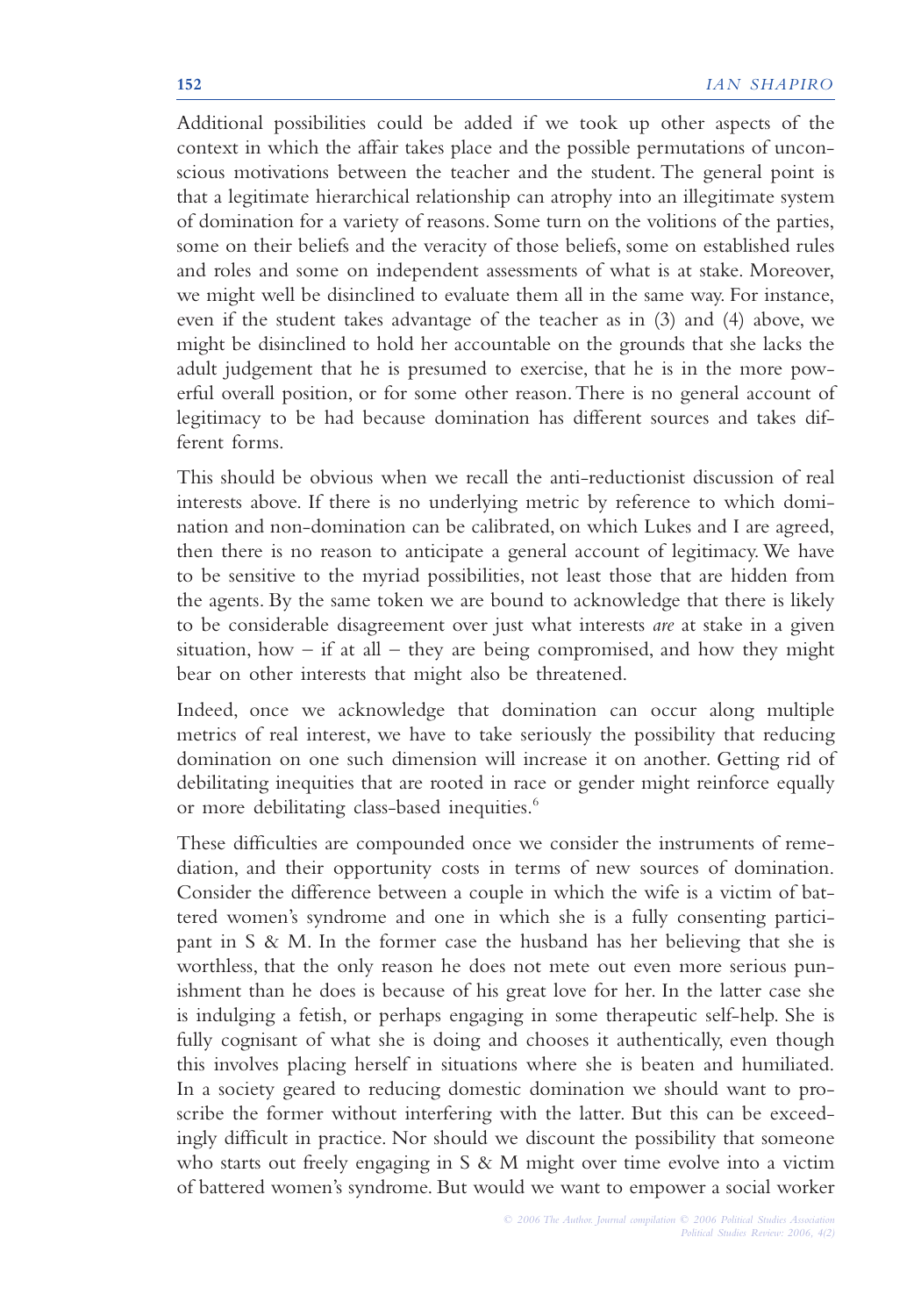Additional possibilities could be added if we took up other aspects of the context in which the affair takes place and the possible permutations of unconscious motivations between the teacher and the student. The general point is that a legitimate hierarchical relationship can atrophy into an illegitimate system of domination for a variety of reasons. Some turn on the volitions of the parties, some on their beliefs and the veracity of those beliefs, some on established rules and roles and some on independent assessments of what is at stake. Moreover, we might well be disinclined to evaluate them all in the same way. For instance, even if the student takes advantage of the teacher as in (3) and (4) above, we might be disinclined to hold her accountable on the grounds that she lacks the adult judgement that he is presumed to exercise, that he is in the more powerful overall position, or for some other reason. There is no general account of legitimacy to be had because domination has different sources and takes different forms.

This should be obvious when we recall the anti-reductionist discussion of real interests above. If there is no underlying metric by reference to which domination and non-domination can be calibrated, on which Lukes and I are agreed, then there is no reason to anticipate a general account of legitimacy. We have to be sensitive to the myriad possibilities, not least those that are hidden from the agents. By the same token we are bound to acknowledge that there is likely to be considerable disagreement over just what interests *are* at stake in a given situation, how – if at all – they are being compromised, and how they might bear on other interests that might also be threatened.

Indeed, once we acknowledge that domination can occur along multiple metrics of real interest, we have to take seriously the possibility that reducing domination on one such dimension will increase it on another. Getting rid of debilitating inequities that are rooted in race or gender might reinforce equally or more debilitating class-based inequities.[6]

These difficulties are compounded once we consider the instruments of remediation, and their opportunity costs in terms of new sources of domination. Consider the difference between a couple in which the wife is a victim of battered women's syndrome and one in which she is a fully consenting participant in S & M. In the former case the husband has her believing that she is worthless, that the only reason he does not mete out even more serious punishment than he does is because of his great love for her. In the latter case she is indulging a fetish, or perhaps engaging in some therapeutic self-help. She is fully cognisant of what she is doing and chooses it authentically, even though this involves placing herself in situations where she is beaten and humiliated. In a society geared to reducing domestic domination we should want to proscribe the former without interfering with the latter. But this can be exceedingly difficult in practice. Nor should we discount the possibility that someone who starts out freely engaging in S & M might over time evolve into a victim of battered women's syndrome. But would we want to empower a social worker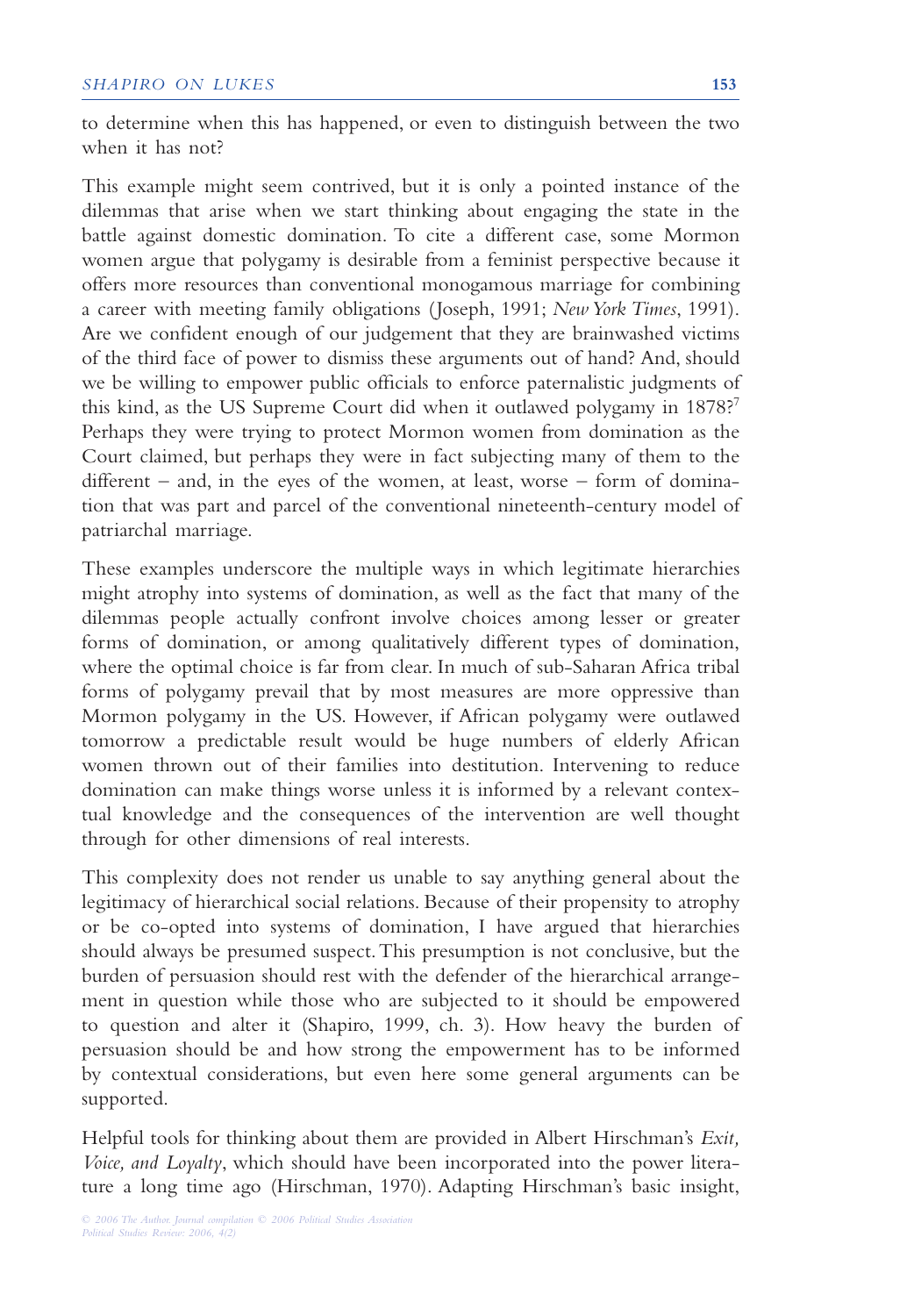to determine when this has happened, or even to distinguish between the two when it has not?

This example might seem contrived, but it is only a pointed instance of the dilemmas that arise when we start thinking about engaging the state in the battle against domestic domination. To cite a different case, some Mormon women argue that polygamy is desirable from a feminist perspective because it offers more resources than conventional monogamous marriage for combining a career with meeting family obligations (Joseph, 1991; *New York Times*, 1991). Are we confident enough of our judgement that they are brainwashed victims of the third face of power to dismiss these arguments out of hand? And, should we be willing to empower public officials to enforce paternalistic judgments of this kind, as the US Supreme Court did when it outlawed polygamy in 1878?[7] Perhaps they were trying to protect Mormon women from domination as the Court claimed, but perhaps they were in fact subjecting many of them to the different – and, in the eyes of the women, at least, worse – form of domination that was part and parcel of the conventional nineteenth-century model of patriarchal marriage.

These examples underscore the multiple ways in which legitimate hierarchies might atrophy into systems of domination, as well as the fact that many of the dilemmas people actually confront involve choices among lesser or greater forms of domination, or among qualitatively different types of domination, where the optimal choice is far from clear. In much of sub-Saharan Africa tribal forms of polygamy prevail that by most measures are more oppressive than Mormon polygamy in the US. However, if African polygamy were outlawed tomorrow a predictable result would be huge numbers of elderly African women thrown out of their families into destitution. Intervening to reduce domination can make things worse unless it is informed by a relevant contextual knowledge and the consequences of the intervention are well thought through for other dimensions of real interests.

This complexity does not render us unable to say anything general about the legitimacy of hierarchical social relations. Because of their propensity to atrophy or be co-opted into systems of domination, I have argued that hierarchies should always be presumed suspect. This presumption is not conclusive, but the burden of persuasion should rest with the defender of the hierarchical arrangement in question while those who are subjected to it should be empowered to question and alter it (Shapiro, 1999, ch. 3). How heavy the burden of persuasion should be and how strong the empowerment has to be informed by contextual considerations, but even here some general arguments can be supported.

Helpful tools for thinking about them are provided in Albert Hirschman's *Exit, Voice, and Loyalty*, which should have been incorporated into the power literature a long time ago (Hirschman, 1970). Adapting Hirschman's basic insight,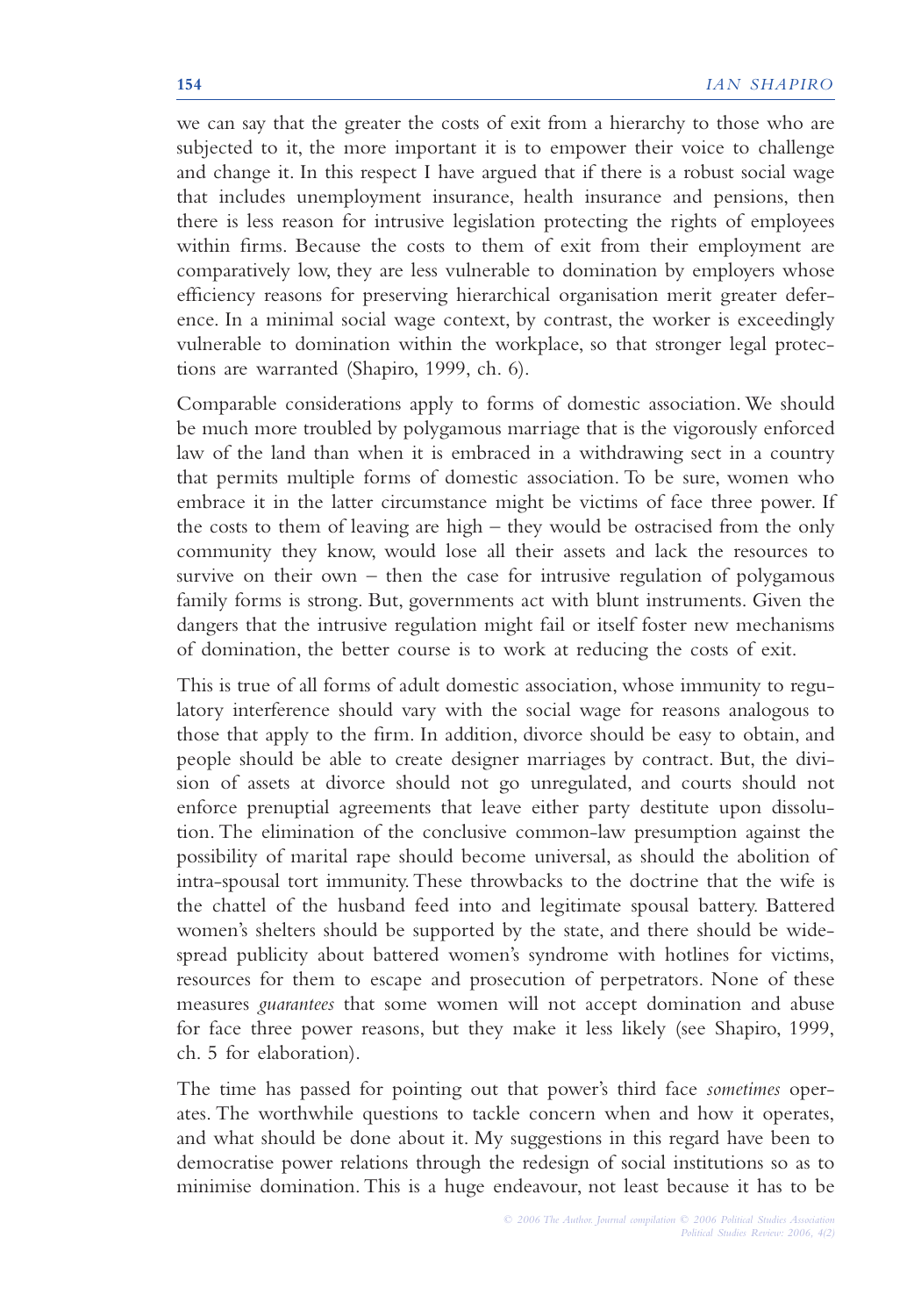we can say that the greater the costs of exit from a hierarchy to those who are subjected to it, the more important it is to empower their voice to challenge and change it. In this respect I have argued that if there is a robust social wage that includes unemployment insurance, health insurance and pensions, then there is less reason for intrusive legislation protecting the rights of employees within firms. Because the costs to them of exit from their employment are comparatively low, they are less vulnerable to domination by employers whose efficiency reasons for preserving hierarchical organisation merit greater deference. In a minimal social wage context, by contrast, the worker is exceedingly vulnerable to domination within the workplace, so that stronger legal protections are warranted (Shapiro, 1999, ch. 6).

Comparable considerations apply to forms of domestic association. We should be much more troubled by polygamous marriage that is the vigorously enforced law of the land than when it is embraced in a withdrawing sect in a country that permits multiple forms of domestic association. To be sure, women who embrace it in the latter circumstance might be victims of face three power. If the costs to them of leaving are high – they would be ostracised from the only community they know, would lose all their assets and lack the resources to survive on their own – then the case for intrusive regulation of polygamous family forms is strong. But, governments act with blunt instruments. Given the dangers that the intrusive regulation might fail or itself foster new mechanisms of domination, the better course is to work at reducing the costs of exit.

This is true of all forms of adult domestic association, whose immunity to regulatory interference should vary with the social wage for reasons analogous to those that apply to the firm. In addition, divorce should be easy to obtain, and people should be able to create designer marriages by contract. But, the division of assets at divorce should not go unregulated, and courts should not enforce prenuptial agreements that leave either party destitute upon dissolution. The elimination of the conclusive common-law presumption against the possibility of marital rape should become universal, as should the abolition of intra-spousal tort immunity. These throwbacks to the doctrine that the wife is the chattel of the husband feed into and legitimate spousal battery. Battered women's shelters should be supported by the state, and there should be widespread publicity about battered women's syndrome with hotlines for victims, resources for them to escape and prosecution of perpetrators. None of these measures *guarantees* that some women will not accept domination and abuse for face three power reasons, but they make it less likely (see Shapiro, 1999, ch. 5 for elaboration).

The time has passed for pointing out that power's third face *sometimes* operates. The worthwhile questions to tackle concern when and how it operates, and what should be done about it. My suggestions in this regard have been to democratise power relations through the redesign of social institutions so as to minimise domination. This is a huge endeavour, not least because it has to be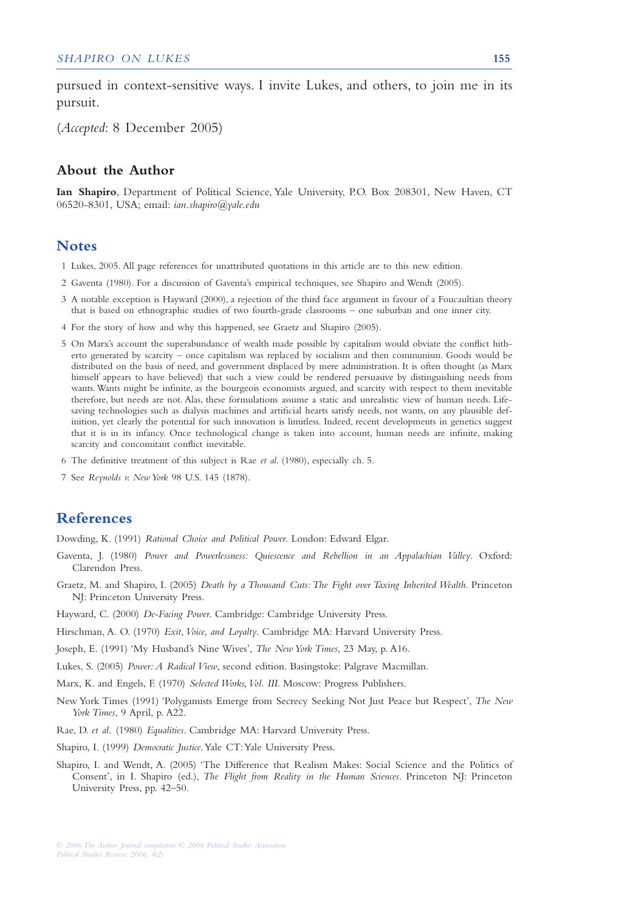pursued in context-sensitive ways. I invite Lukes, and others, to join me in its pursuit.

(*Accepted*: 8 December 2005)

## About the Author

**Ian Shapiro**, Department of Political Science, Yale University, P.O. Box 208301, New Haven, CT 06520-8301, USA; email: *ian.shapiro@yale.edu*

## Notes

1 Lukes, 2005. All page references for unattributed quotations in this article are to this new edition.

2 Gaventa (1980). For a discussion of Gaventa's empirical techniques, see Shapiro and Wendt (2005).

3 A notable exception is Hayward (2000), a rejection of the third face argument in favour of a Foucaultian theory that is based on ethnographic studies of two fourth-grade classrooms – one suburban and one inner city.

4 For the story of how and why this happened, see Graetz and Shapiro (2005).

5 On Marx's account the superabundance of wealth made possible by capitalism would obviate the conflict hitherto generated by scarcity – once capitalism was replaced by socialism and then communism. Goods would be distributed on the basis of need, and government displaced by mere administration. It is often thought (as Marx himself appears to have believed) that such a view could be rendered persuasive by distinguishing needs from wants. Wants might be infinite, as the bourgeois economists argued, and scarcity with respect to them inevitable therefore, but needs are not. Alas, these formulations assume a static and unrealistic view of human needs. Life-saving technologies such as dialysis machines and artificial hearts satisfy needs, not wants, on any plausible definition, yet clearly the potential for such innovation is limitless. Indeed, recent developments in genetics suggest that it is in its infancy. Once technological change is taken into account, human needs are infinite, making scarcity and concomitant conflict inevitable.

6 The definitive treatment of this subject is Rae *et al*. (1980), especially ch. 5.

7 See *Reynolds v. New York* 98 U.S. 145 (1878).

## References

Dowding, K. (1991) *Rational Choice and Political Power*. London: Edward Elgar.

Gaventa, J. (1980) *Power and Powerlessness: Quiescence and Rebellion in an Appalachian Valley*. Oxford: Clarendon Press.

Graetz, M. and Shapiro, I. (2005) *Death by a Thousand Cuts: The Fight over Taxing Inherited Wealth*. Princeton NJ: Princeton University Press.

Hayward, C. (2000) *De-Facing Power*. Cambridge: Cambridge University Press.

Hirschman, A. O. (1970) *Exit, Voice, and Loyalty*. Cambridge MA: Harvard University Press.

Joseph, E. (1991) 'My Husband's Nine Wives', *The New York Times*, 23 May, p. A16.

Lukes, S. (2005) *Power: A Radical View*, second edition. Basingstoke: Palgrave Macmillan.

Marx, K. and Engels, F. (1970) *Selected Works, Vol. III*. Moscow: Progress Publishers.

New York Times (1991) 'Polygamists Emerge from Secrecy Seeking Not Just Peace but Respect', *The New York Times*, 9 April, p. A22.

Rae, D. *et al*. (1980) *Equalities*. Cambridge MA: Harvard University Press.

Shapiro, I. (1999) *Democratic Justice*. Yale CT: Yale University Press.

Shapiro, I. and Wendt, A. (2005) 'The Difference that Realism Makes: Social Science and the Politics of Consent', in I. Shapiro (ed.), *The Flight from Reality in the Human Sciences*. Princeton NJ: Princeton University Press, pp. 42–50.